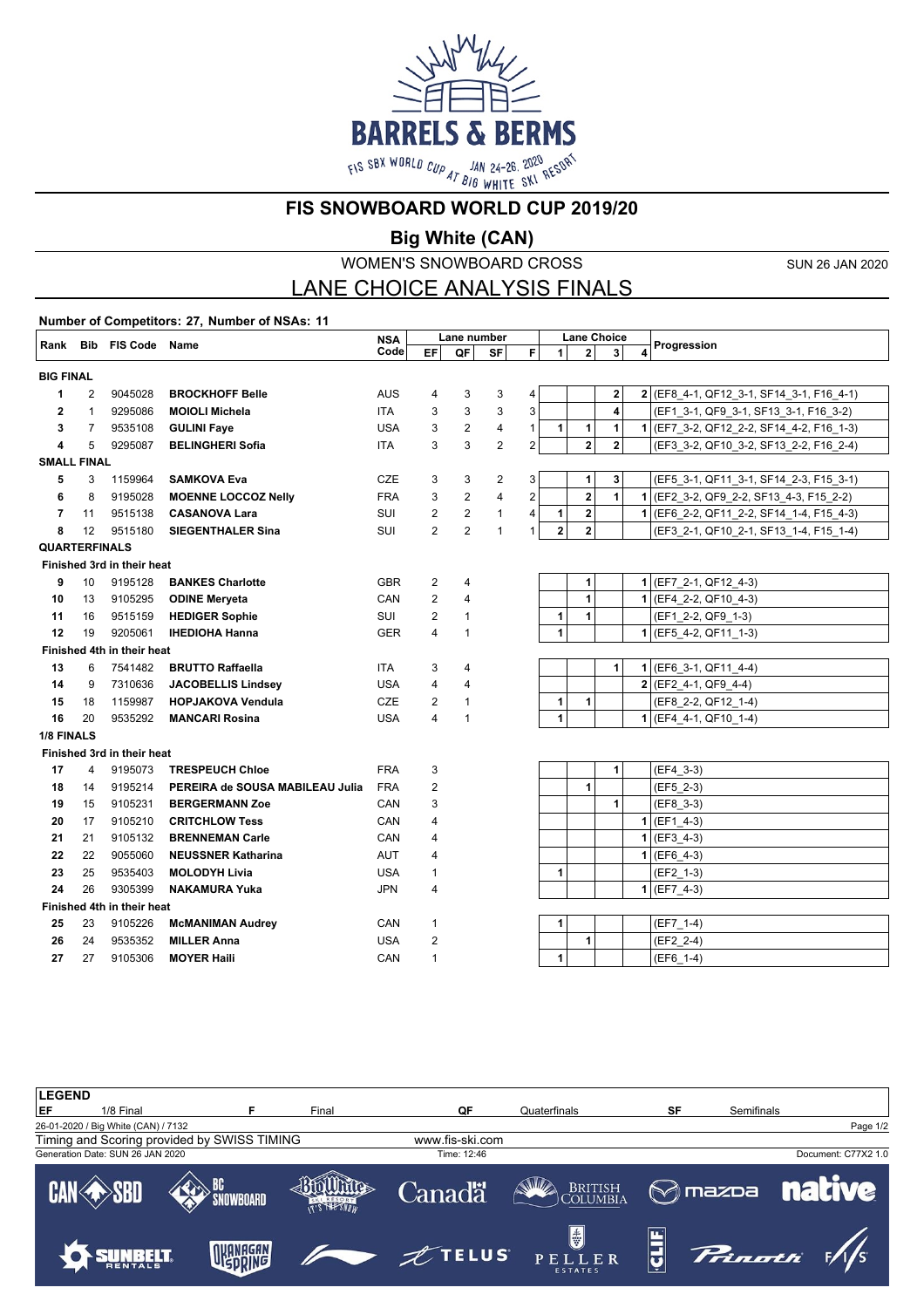# FIS SNOWBOARD WORLD CUP 2019/20

## Big White (CAN)

WOMEN'S SNOWBOARD CROSS

SUN 26 JAN 2020

## LANE CHOICE ANALYSIS FINALS

**Number of Competitors: 27, Number of NSAs: 11**

| Rank | Bib | FIS Code | Name | NSA Code | Lane number EF | QF | SF | F | Lane Choice 1 | 2 | 3 | 4 | Progression |
|---|---|---|---|---|---|---|---|---|---|---|---|---|---|
| **BIG FINAL** | | | | | | | | | | | | | |
| 1 | 2 | 9045028 | **BROCKHOFF Belle** | AUS | 4 | 3 | 3 | 4 | | | 2 | 2 | (EF8_4-1, QF12_3-1, SF14_3-1, F16_4-1) |
| 2 | 1 | 9295086 | **MOIOLI Michela** | ITA | 3 | 3 | 3 | 3 | | | 4 | | (EF1_3-1, QF9_3-1, SF13_3-1, F16_3-2) |
| 3 | 7 | 9535108 | **GULINI Faye** | USA | 3 | 2 | 4 | 1 | 1 | 1 | 1 | 1 | (EF7_3-2, QF12_2-2, SF14_4-2, F16_1-3) |
| 4 | 5 | 9295087 | **BELINGHERI Sofia** | ITA | 3 | 3 | 2 | 2 | | 2 | 2 | | (EF3_3-2, QF10_3-2, SF13_2-2, F16_2-4) |
| **SMALL FINAL** | | | | | | | | | | | | | |
| 5 | 3 | 1159964 | **SAMKOVA Eva** | CZE | 3 | 3 | 2 | 3 | | 1 | 3 | | (EF5_3-1, QF11_3-1, SF14_2-3, F15_3-1) |
| 6 | 8 | 9195028 | **MOENNE LOCCOZ Nelly** | FRA | 3 | 2 | 4 | 2 | | 2 | 1 | 1 | (EF2_3-2, QF9_2-2, SF13_4-3, F15_2-2) |
| 7 | 11 | 9515138 | **CASANOVA Lara** | SUI | 2 | 2 | 1 | 4 | 1 | 2 | | 1 | (EF6_2-2, QF11_2-2, SF14_1-4, F15_4-3) |
| 8 | 12 | 9515180 | **SIEGENTHALER Sina** | SUI | 2 | 2 | 1 | 1 | 2 | 2 | | | (EF3_2-1, QF10_2-1, SF13_1-4, F15_1-4) |
| **QUARTERFINALS** | | | | | | | | | | | | | |
| **Finished 3rd in their heat** | | | | | | | | | | | | | |
| 9 | 10 | 9195128 | **BANKES Charlotte** | GBR | 2 | 4 | | | | 1 | | 1 | (EF7_2-1, QF12_4-3) |
| 10 | 13 | 9105295 | **ODINE Meryeta** | CAN | 2 | 4 | | | | 1 | | 1 | (EF4_2-2, QF10_4-3) |
| 11 | 16 | 9515159 | **HEDIGER Sophie** | SUI | 2 | 1 | | | 1 | 1 | | | (EF1_2-2, QF9_1-3) |
| 12 | 19 | 9205061 | **IHEDIOHA Hanna** | GER | 4 | 1 | | | 1 | | | 1 | (EF5_4-2, QF11_1-3) |
| **Finished 4th in their heat** | | | | | | | | | | | | | |
| 13 | 6 | 7541482 | **BRUTTO Raffaella** | ITA | 3 | 4 | | | | | 1 | 1 | (EF6_3-1, QF11_4-4) |
| 14 | 9 | 7310636 | **JACOBELLIS Lindsey** | USA | 4 | 4 | | | | | | 2 | (EF2_4-1, QF9_4-4) |
| 15 | 18 | 1159987 | **HOPJAKOVA Vendula** | CZE | 2 | 1 | | | 1 | 1 | | | (EF8_2-2, QF12_1-4) |
| 16 | 20 | 9535292 | **MANCARI Rosina** | USA | 4 | 1 | | | 1 | | | 1 | (EF4_4-1, QF10_1-4) |
| **1/8 FINALS** | | | | | | | | | | | | | |
| **Finished 3rd in their heat** | | | | | | | | | | | | | |
| 17 | 4 | 9195073 | **TRESPEUCH Chloe** | FRA | 3 | | | | | | 1 | | (EF4_3-3) |
| 18 | 14 | 9195214 | **PEREIRA de SOUSA MABILEAU Julia** | FRA | 2 | | | | | 1 | | | (EF5_2-3) |
| 19 | 15 | 9105231 | **BERGERMANN Zoe** | CAN | 3 | | | | | | 1 | | (EF8_3-3) |
| 20 | 17 | 9105210 | **CRITCHLOW Tess** | CAN | 4 | | | | | | | 1 | (EF1_4-3) |
| 21 | 21 | 9105132 | **BRENNEMAN Carle** | CAN | 4 | | | | | | | 1 | (EF3_4-3) |
| 22 | 22 | 9055060 | **NEUSSNER Katharina** | AUT | 4 | | | | | | | 1 | (EF6_4-3) |
| 23 | 25 | 9535403 | **MOLODYH Livia** | USA | 1 | | | | 1 | | | | (EF2_1-3) |
| 24 | 26 | 9305399 | **NAKAMURA Yuka** | JPN | 4 | | | | | | | 1 | (EF7_4-3) |
| **Finished 4th in their heat** | | | | | | | | | | | | | |
| 25 | 23 | 9105226 | **McMANIMAN Audrey** | CAN | 1 | | | | 1 | | | | (EF7_1-4) |
| 26 | 24 | 9535352 | **MILLER Anna** | USA | 2 | | | | | 1 | | | (EF2_2-4) |
| 27 | 27 | 9105306 | **MOYER Haili** | CAN | 1 | | | | 1 | | | | (EF6_1-4) |

**LEGEND**

| EF | 1/8 Final | F | Final | QF | Quaterfinals | SF | Semifinals |
|---|---|---|---|---|---|---|---|

26-01-2020 / Big White (CAN) / 7132

Timing and Scoring provided by SWISS TIMING

www.fis-ski.com

Generation Date: SUN 26 JAN 2020

Time: 12:46

Document: C77X2 1.0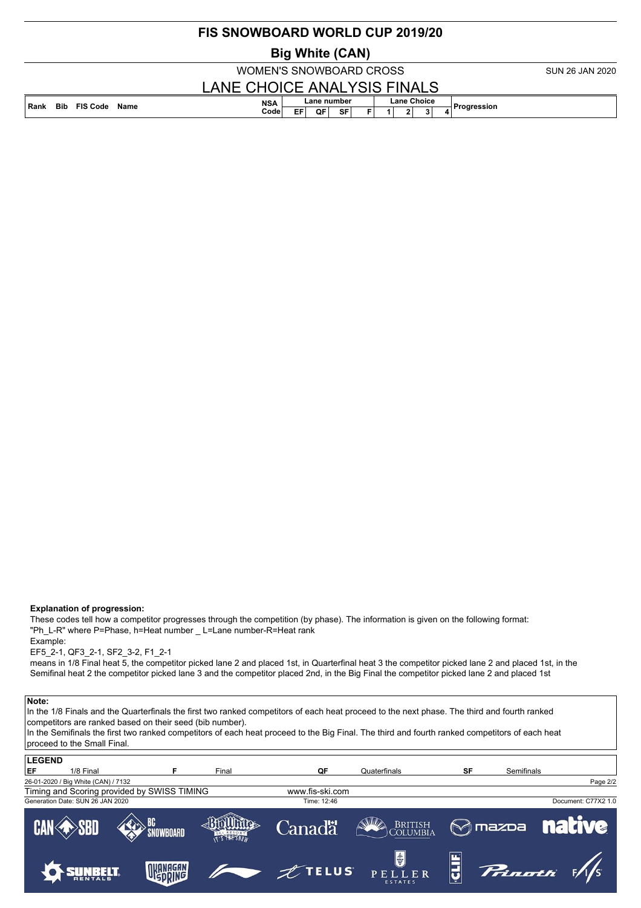# FIS SNOWBOARD WORLD CUP 2019/20

## Big White (CAN)

WOMEN'S SNOWBOARD CROSS

SUN 26 JAN 2020

## LANE CHOICE ANALYSIS FINALS

| Rank | Bib | FIS Code | Name | NSA Code | Lane number | | | | Lane Choice | | | | Progression |
|---|---|---|---|---|---|---|---|---|---|---|---|---|---|
| | | | | | EF | QF | SF | F | 1 | 2 | 3 | 4 | |

**Explanation of progression:**

These codes tell how a competitor progresses through the competition (by phase). The information is given on the following format:
"Ph_L-R" where P=Phase, h=Heat number _ L=Lane number-R=Heat rank
Example:
EF5_2-1, QF3_2-1, SF2_3-2, F1_2-1
means in 1/8 Final heat 5, the competitor picked lane 2 and placed 1st, in Quarterfinal heat 3 the competitor picked lane 2 and placed 1st, in the Semifinal heat 2 the competitor picked lane 3 and the competitor placed 2nd, in the Big Final the competitor picked lane 2 and placed 1st

**Note:**
In the 1/8 Finals and the Quarterfinals the first two ranked competitors of each heat proceed to the next phase. The third and fourth ranked competitors are ranked based on their seed (bib number).
In the Semifinals the first two ranked competitors of each heat proceed to the Big Final. The third and fourth ranked competitors of each heat proceed to the Small Final.

**LEGEND**

| EF | 1/8 Final | F | Final | QF | Quaterfinals | SF | Semifinals |
|---|---|---|---|---|---|---|---|

26-01-2020 / Big White (CAN) / 7132
Timing and Scoring provided by SWISS TIMING
www.fis-ski.com
Generation Date: SUN 26 JAN 2020
Time: 12:46
Document: C77X2 1.0